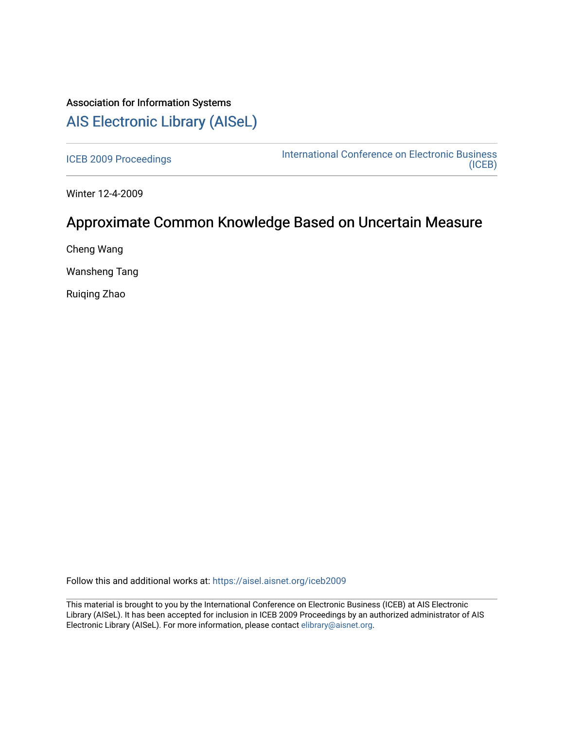Association for Information Systems

# AIS Electronic Library (AISeL)

ICEB 2009 Proceedings

International Conference on Electronic Business (ICEB)

Winter 12-4-2009

## Approximate Common Knowledge Based on Uncertain Measure

Cheng Wang

Wansheng Tang

Ruiqing Zhao

Follow this and additional works at: https://aisel.aisnet.org/iceb2009

This material is brought to you by the International Conference on Electronic Business (ICEB) at AIS Electronic Library (AISeL). It has been accepted for inclusion in ICEB 2009 Proceedings by an authorized administrator of AIS Electronic Library (AISeL). For more information, please contact elibrary@aisnet.org.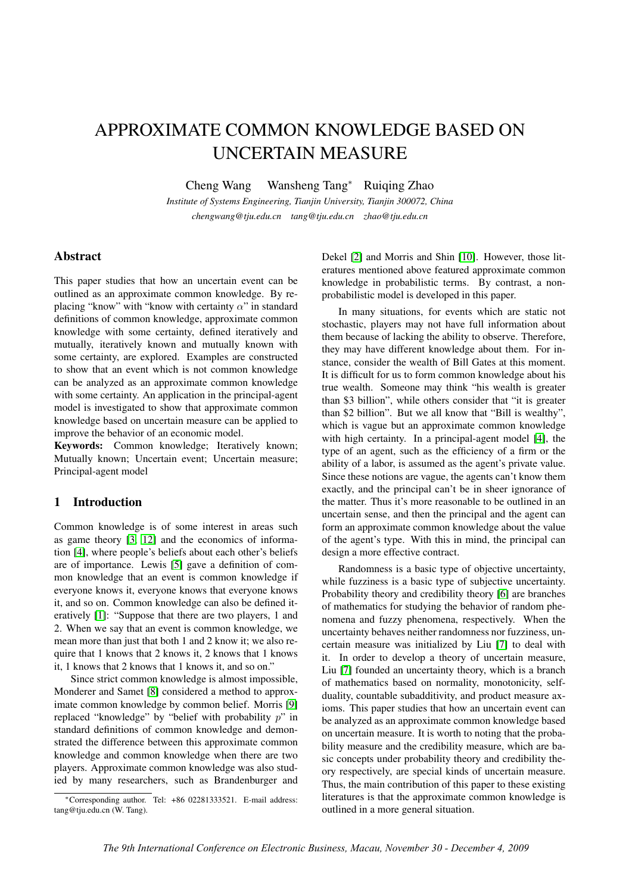# APPROXIMATE COMMON KNOWLEDGE BASED ON UNCERTAIN MEASURE

Cheng Wang    Wansheng Tang*    Ruiqing Zhao

*Institute of Systems Engineering, Tianjin University, Tianjin 300072, China*

*chengwang@tju.edu.cn    tang@tju.edu.cn    zhao@tju.edu.cn*

## Abstract

This paper studies that how an uncertain event can be outlined as an approximate common knowledge. By replacing "know" with "know with certainty $\alpha$" in standard definitions of common knowledge, approximate common knowledge with some certainty, defined iteratively and mutually, iteratively known and mutually known with some certainty, are explored. Examples are constructed to show that an event which is not common knowledge can be analyzed as an approximate common knowledge with some certainty. An application in the principal-agent model is investigated to show that approximate common knowledge based on uncertain measure can be applied to improve the behavior of an economic model.

**Keywords:** Common knowledge; Iteratively known; Mutually known; Uncertain event; Uncertain measure; Principal-agent model

## 1 Introduction

Common knowledge is of some interest in areas such as game theory [3, 12] and the economics of information [4], where people's beliefs about each other's beliefs are of importance. Lewis [5] gave a definition of common knowledge that an event is common knowledge if everyone knows it, everyone knows that everyone knows it, and so on. Common knowledge can also be defined iteratively [1]: "Suppose that there are two players, 1 and 2. When we say that an event is common knowledge, we mean more than just that both 1 and 2 know it; we also require that 1 knows that 2 knows it, 2 knows that 1 knows it, 1 knows that 2 knows that 1 knows it, and so on."

Since strict common knowledge is almost impossible, Monderer and Samet [8] considered a method to approximate common knowledge by common belief. Morris [9] replaced "knowledge" by "belief with probability $p$" in standard definitions of common knowledge and demonstrated the difference between this approximate common knowledge and common knowledge when there are two players. Approximate common knowledge was also studied by many researchers, such as Brandenburger and Dekel [2] and Morris and Shin [10]. However, those literatures mentioned above featured approximate common knowledge in probabilistic terms. By contrast, a non-probabilistic model is developed in this paper.

In many situations, for events which are static not stochastic, players may not have full information about them because of lacking the ability to observe. Therefore, they may have different knowledge about them. For instance, consider the wealth of Bill Gates at this moment. It is difficult for us to form common knowledge about his true wealth. Someone may think "his wealth is greater than \$3 billion", while others consider that "it is greater than \$2 billion". But we all know that "Bill is wealthy", which is vague but an approximate common knowledge with high certainty. In a principal-agent model [4], the type of an agent, such as the efficiency of a firm or the ability of a labor, is assumed as the agent's private value. Since these notions are vague, the agents can't know them exactly, and the principal can't be in sheer ignorance of the matter. Thus it's more reasonable to be outlined in an uncertain sense, and then the principal and the agent can form an approximate common knowledge about the value of the agent's type. With this in mind, the principal can design a more effective contract.

Randomness is a basic type of objective uncertainty, while fuzziness is a basic type of subjective uncertainty. Probability theory and credibility theory [6] are branches of mathematics for studying the behavior of random phenomena and fuzzy phenomena, respectively. When the uncertainty behaves neither randomness nor fuzziness, uncertain measure was initialized by Liu [7] to deal with it. In order to develop a theory of uncertain measure, Liu [7] founded an uncertainty theory, which is a branch of mathematics based on normality, monotonicity, self-duality, countable subadditivity, and product measure axioms. This paper studies that how an uncertain event can be analyzed as an approximate common knowledge based on uncertain measure. It is worth to noting that the probability measure and the credibility measure, which are basic concepts under probability theory and credibility theory respectively, are special kinds of uncertain measure. Thus, the main contribution of this paper to these existing literatures is that the approximate common knowledge is outlined in a more general situation.

*Corresponding author. Tel: +86 02281333521. E-mail address: tang@tju.edu.cn (W. Tang).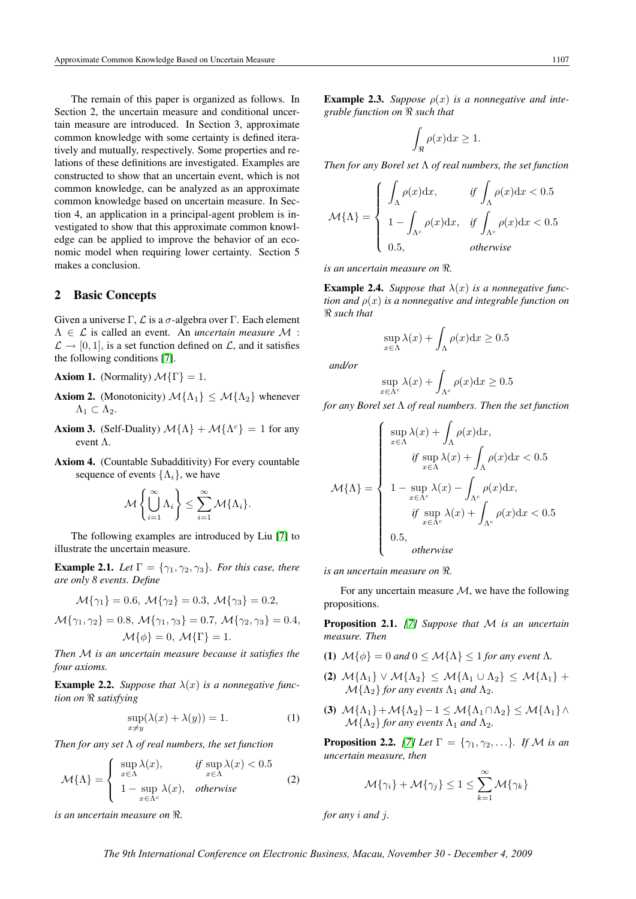The remain of this paper is organized as follows. In Section 2, the uncertain measure and conditional uncertain measure are introduced. In Section 3, approximate common knowledge with some certainty is defined iteratively and mutually, respectively. Some properties and relations of these definitions are investigated. Examples are constructed to show that an uncertain event, which is not common knowledge, can be analyzed as an approximate common knowledge based on uncertain measure. In Section 4, an application in a principal-agent problem is investigated to show that this approximate common knowledge can be applied to improve the behavior of an economic model when requiring lower certainty. Section 5 makes a conclusion.

## 2 Basic Concepts

Given a universe $\Gamma$, $\mathcal{L}$ is a $\sigma$-algebra over $\Gamma$. Each element $\Lambda \in \mathcal{L}$ is called an event. An *uncertain measure* $\mathcal{M} : \mathcal{L} \to [0,1]$, is a set function defined on $\mathcal{L}$, and it satisfies the following conditions [7].

**Axiom 1.** (Normality) $\mathcal{M}\{\Gamma\} = 1$.

**Axiom 2.** (Monotonicity) $\mathcal{M}\{\Lambda_1\} \le \mathcal{M}\{\Lambda_2\}$ whenever $\Lambda_1 \subset \Lambda_2$.

**Axiom 3.** (Self-Duality) $\mathcal{M}\{\Lambda\} + \mathcal{M}\{\Lambda^c\} = 1$ for any event $\Lambda$.

**Axiom 4.** (Countable Subadditivity) For every countable sequence of events $\{\Lambda_i\}$, we have

$$\mathcal{M}\left\{\bigcup_{i=1}^{\infty} \Lambda_i\right\} \le \sum_{i=1}^{\infty} \mathcal{M}\{\Lambda_i\}.$$

The following examples are introduced by Liu [7] to illustrate the uncertain measure.

**Example 2.1.** *Let $\Gamma = \{\gamma_1, \gamma_2, \gamma_3\}$. For this case, there are only 8 events. Define*

$$\mathcal{M}\{\gamma_1\} = 0.6,\ \mathcal{M}\{\gamma_2\} = 0.3,\ \mathcal{M}\{\gamma_3\} = 0.2,$$

$$\mathcal{M}\{\gamma_1,\gamma_2\} = 0.8,\ \mathcal{M}\{\gamma_1,\gamma_3\} = 0.7,\ \mathcal{M}\{\gamma_2,\gamma_3\} = 0.4,$$

$$\mathcal{M}\{\phi\} = 0,\ \mathcal{M}\{\Gamma\} = 1.$$

*Then $\mathcal{M}$ is an uncertain measure because it satisfies the four axioms.*

**Example 2.2.** *Suppose that $\lambda(x)$ is a nonnegative function on $\Re$ satisfying*

$$\sup_{x \ne y}(\lambda(x) + \lambda(y)) = 1. \tag{1}$$

*Then for any set $\Lambda$ of real numbers, the set function*

$$\mathcal{M}\{\Lambda\} = \begin{cases} \sup\limits_{x\in\Lambda} \lambda(x), & \text{if } \sup\limits_{x\in\Lambda}\lambda(x) < 0.5 \\ 1 - \sup\limits_{x\in\Lambda^c} \lambda(x), & \text{otherwise} \end{cases} \tag{2}$$

*is an uncertain measure on $\Re$.*

**Example 2.3.** *Suppose $\rho(x)$ is a nonnegative and integrable function on $\Re$ such that*

$$\int_{\Re} \rho(x)\mathrm{d}x \ge 1.$$

*Then for any Borel set $\Lambda$ of real numbers, the set function*

$$\mathcal{M}\{\Lambda\} = \begin{cases} \displaystyle\int_{\Lambda} \rho(x)\mathrm{d}x, & \text{if } \displaystyle\int_{\Lambda}\rho(x)\mathrm{d}x < 0.5 \\ 1 - \displaystyle\int_{\Lambda^c} \rho(x)\mathrm{d}x, & \text{if } \displaystyle\int_{\Lambda^c}\rho(x)\mathrm{d}x < 0.5 \\ 0.5, & \text{otherwise} \end{cases}$$

*is an uncertain measure on $\Re$.*

**Example 2.4.** *Suppose that $\lambda(x)$ is a nonnegative function and $\rho(x)$ is a nonnegative and integrable function on $\Re$ such that*

$$\sup_{x\in\Lambda}\lambda(x) + \int_{\Lambda}\rho(x)\mathrm{d}x \ge 0.5$$

*and/or*

$$\sup_{x\in\Lambda^c}\lambda(x) + \int_{\Lambda^c}\rho(x)\mathrm{d}x \ge 0.5$$

*for any Borel set $\Lambda$ of real numbers. Then the set function*

$$\mathcal{M}\{\Lambda\} = \begin{cases} \sup\limits_{x\in\Lambda}\lambda(x) + \displaystyle\int_{\Lambda}\rho(x)\mathrm{d}x, \\ \qquad \text{if } \sup\limits_{x\in\Lambda}\lambda(x) + \displaystyle\int_{\Lambda}\rho(x)\mathrm{d}x < 0.5 \\ 1 - \sup\limits_{x\in\Lambda^c}\lambda(x) - \displaystyle\int_{\Lambda^c}\rho(x)\mathrm{d}x, \\ \qquad \text{if } \sup\limits_{x\in\Lambda^c}\lambda(x) + \displaystyle\int_{\Lambda^c}\rho(x)\mathrm{d}x < 0.5 \\ 0.5, \\ \qquad \text{otherwise} \end{cases}$$

*is an uncertain measure on $\Re$.*

For any uncertain measure $\mathcal{M}$, we have the following propositions.

**Proposition 2.1.** *[7] Suppose that $\mathcal{M}$ is an uncertain measure. Then*

**(1)** $\mathcal{M}\{\phi\} = 0$ *and* $0 \le \mathcal{M}\{\Lambda\} \le 1$ *for any event* $\Lambda$.

**(2)** $\mathcal{M}\{\Lambda_1\} \vee \mathcal{M}\{\Lambda_2\} \le \mathcal{M}\{\Lambda_1 \cup \Lambda_2\} \le \mathcal{M}\{\Lambda_1\} + \mathcal{M}\{\Lambda_2\}$ *for any events $\Lambda_1$ and $\Lambda_2$.*

**(3)** $\mathcal{M}\{\Lambda_1\} + \mathcal{M}\{\Lambda_2\} - 1 \le \mathcal{M}\{\Lambda_1 \cap \Lambda_2\} \le \mathcal{M}\{\Lambda_1\} \wedge \mathcal{M}\{\Lambda_2\}$ *for any events $\Lambda_1$ and $\Lambda_2$.*

**Proposition 2.2.** *[7] Let $\Gamma = \{\gamma_1, \gamma_2, \ldots\}$. If $\mathcal{M}$ is an uncertain measure, then*

$$\mathcal{M}\{\gamma_i\} + \mathcal{M}\{\gamma_j\} \le 1 \le \sum_{k=1}^{\infty} \mathcal{M}\{\gamma_k\}$$

*for any $i$ and $j$.*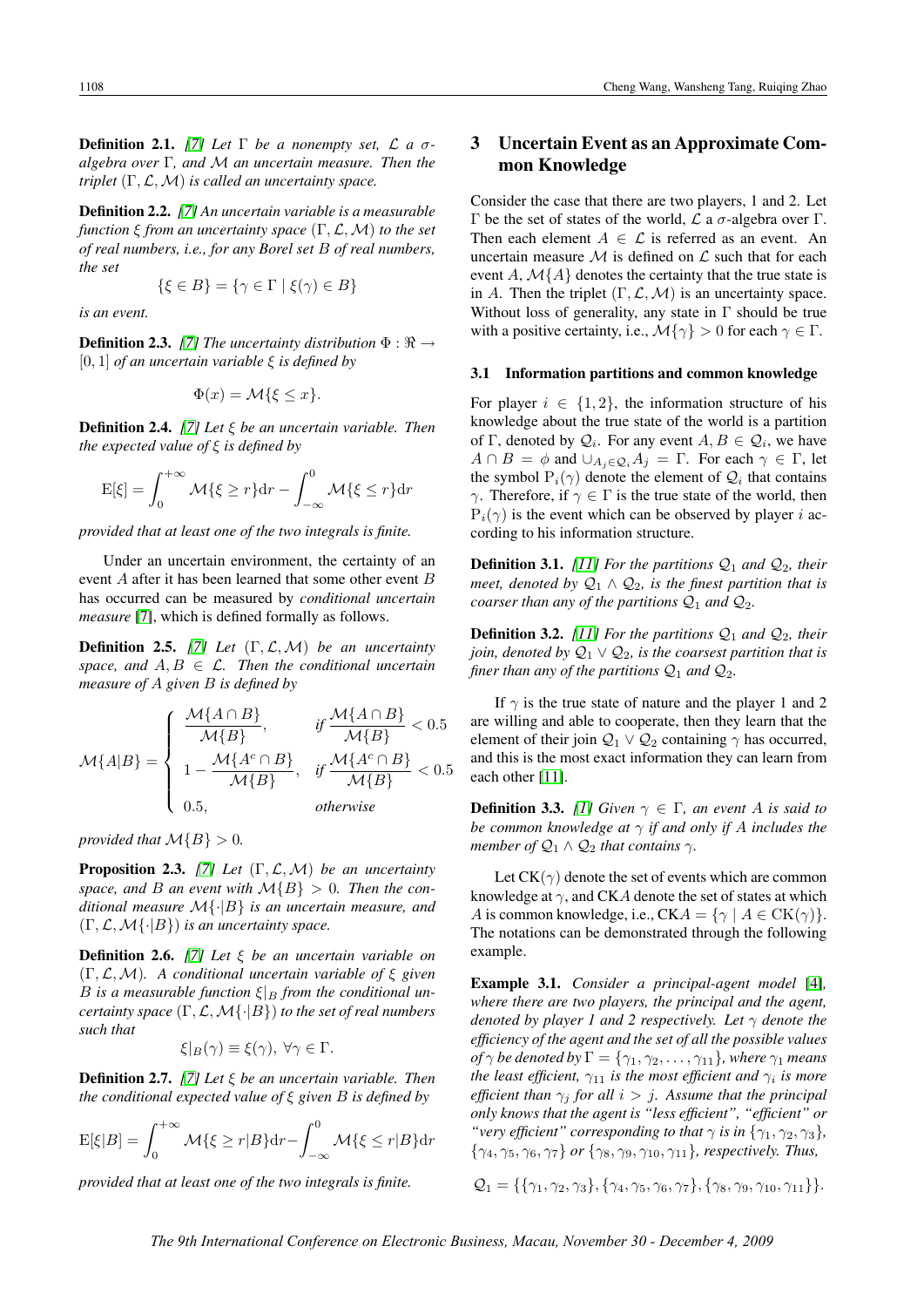**Definition 2.1.** *[7] Let $\Gamma$ be a nonempty set, $\mathcal{L}$ a $\sigma$-algebra over $\Gamma$, and $\mathcal{M}$ an uncertain measure. Then the triplet $(\Gamma, \mathcal{L}, \mathcal{M})$ is called an uncertainty space.*

**Definition 2.2.** *[7] An uncertain variable is a measurable function $\xi$ from an uncertainty space $(\Gamma, \mathcal{L}, \mathcal{M})$ to the set of real numbers, i.e., for any Borel set $B$ of real numbers, the set*

$$\{\xi \in B\} = \{\gamma \in \Gamma \mid \xi(\gamma) \in B\}$$

*is an event.*

**Definition 2.3.** *[7] The uncertainty distribution $\Phi : \Re \to [0, 1]$ of an uncertain variable $\xi$ is defined by*

$$\Phi(x) = \mathcal{M}\{\xi \leq x\}.$$

**Definition 2.4.** *[7] Let $\xi$ be an uncertain variable. Then the expected value of $\xi$ is defined by*

$$\mathrm{E}[\xi] = \int_0^{+\infty} \mathcal{M}\{\xi \geq r\}\mathrm{d}r - \int_{-\infty}^{0} \mathcal{M}\{\xi \leq r\}\mathrm{d}r$$

*provided that at least one of the two integrals is finite.*

Under an uncertain environment, the certainty of an event $A$ after it has been learned that some other event $B$ has occurred can be measured by *conditional uncertain measure* [7], which is defined formally as follows.

**Definition 2.5.** *[7] Let $(\Gamma, \mathcal{L}, \mathcal{M})$ be an uncertainty space, and $A, B \in \mathcal{L}$. Then the conditional uncertain measure of $A$ given $B$ is defined by*

$$\mathcal{M}\{A|B\} = \begin{cases} \dfrac{\mathcal{M}\{A \cap B\}}{\mathcal{M}\{B\}}, & \text{if } \dfrac{\mathcal{M}\{A \cap B\}}{\mathcal{M}\{B\}} < 0.5 \\ 1 - \dfrac{\mathcal{M}\{A^c \cap B\}}{\mathcal{M}\{B\}}, & \text{if } \dfrac{\mathcal{M}\{A^c \cap B\}}{\mathcal{M}\{B\}} < 0.5 \\ 0.5, & \text{otherwise} \end{cases}$$

*provided that $\mathcal{M}\{B\} > 0$.*

**Proposition 2.3.** *[7] Let $(\Gamma, \mathcal{L}, \mathcal{M})$ be an uncertainty space, and $B$ an event with $\mathcal{M}\{B\} > 0$. Then the conditional measure $\mathcal{M}\{\cdot|B\}$ is an uncertain measure, and $(\Gamma, \mathcal{L}, \mathcal{M}\{\cdot|B\})$ is an uncertainty space.*

**Definition 2.6.** *[7] Let $\xi$ be an uncertain variable on $(\Gamma, \mathcal{L}, \mathcal{M})$. A conditional uncertain variable of $\xi$ given $B$ is a measurable function $\xi|_B$ from the conditional uncertainty space $(\Gamma, \mathcal{L}, \mathcal{M}\{\cdot|B\})$ to the set of real numbers such that*

$$\xi|_B(\gamma) \equiv \xi(\gamma), \ \forall \gamma \in \Gamma.$$

**Definition 2.7.** *[7] Let $\xi$ be an uncertain variable. Then the conditional expected value of $\xi$ given $B$ is defined by*

$$\mathrm{E}[\xi|B] = \int_0^{+\infty} \mathcal{M}\{\xi \geq r|B\}\mathrm{d}r - \int_{-\infty}^{0} \mathcal{M}\{\xi \leq r|B\}\mathrm{d}r$$

*provided that at least one of the two integrals is finite.*

## 3 Uncertain Event as an Approximate Common Knowledge

Consider the case that there are two players, 1 and 2. Let $\Gamma$ be the set of states of the world, $\mathcal{L}$ a $\sigma$-algebra over $\Gamma$. Then each element $A \in \mathcal{L}$ is referred as an event. An uncertain measure $\mathcal{M}$ is defined on $\mathcal{L}$ such that for each event $A$, $\mathcal{M}\{A\}$ denotes the certainty that the true state is in $A$. Then the triplet $(\Gamma, \mathcal{L}, \mathcal{M})$ is an uncertainty space. Without loss of generality, any state in $\Gamma$ should be true with a positive certainty, i.e., $\mathcal{M}\{\gamma\} > 0$ for each $\gamma \in \Gamma$.

### 3.1 Information partitions and common knowledge

For player $i \in \{1, 2\}$, the information structure of his knowledge about the true state of the world is a partition of $\Gamma$, denoted by $\mathcal{Q}_i$. For any event $A, B \in \mathcal{Q}_i$, we have $A \cap B = \phi$ and $\cup_{A_j \in \mathcal{Q}_i} A_j = \Gamma$. For each $\gamma \in \Gamma$, let the symbol $\mathrm{P}_i(\gamma)$ denote the element of $\mathcal{Q}_i$ that contains $\gamma$. Therefore, if $\gamma \in \Gamma$ is the true state of the world, then $\mathrm{P}_i(\gamma)$ is the event which can be observed by player $i$ according to his information structure.

**Definition 3.1.** *[11] For the partitions $\mathcal{Q}_1$ and $\mathcal{Q}_2$, their meet, denoted by $\mathcal{Q}_1 \wedge \mathcal{Q}_2$, is the finest partition that is coarser than any of the partitions $\mathcal{Q}_1$ and $\mathcal{Q}_2$.*

**Definition 3.2.** *[11] For the partitions $\mathcal{Q}_1$ and $\mathcal{Q}_2$, their join, denoted by $\mathcal{Q}_1 \vee \mathcal{Q}_2$, is the coarsest partition that is finer than any of the partitions $\mathcal{Q}_1$ and $\mathcal{Q}_2$.*

If $\gamma$ is the true state of nature and the player 1 and 2 are willing and able to cooperate, then they learn that the element of their join $\mathcal{Q}_1 \vee \mathcal{Q}_2$ containing $\gamma$ has occurred, and this is the most exact information they can learn from each other [11].

**Definition 3.3.** *[1] Given $\gamma \in \Gamma$, an event $A$ is said to be common knowledge at $\gamma$ if and only if $A$ includes the member of $\mathcal{Q}_1 \wedge \mathcal{Q}_2$ that contains $\gamma$.*

Let $\mathrm{CK}(\gamma)$ denote the set of events which are common knowledge at $\gamma$, and $\mathrm{CK}A$ denote the set of states at which $A$ is common knowledge, i.e., $\mathrm{CK}A = \{\gamma \mid A \in \mathrm{CK}(\gamma)\}$. The notations can be demonstrated through the following example.

**Example 3.1.** *Consider a principal-agent model [4], where there are two players, the principal and the agent, denoted by player 1 and 2 respectively. Let $\gamma$ denote the efficiency of the agent and the set of all the possible values of $\gamma$ be denoted by $\Gamma = \{\gamma_1, \gamma_2, \ldots, \gamma_{11}\}$, where $\gamma_1$ means the least efficient, $\gamma_{11}$ is the most efficient and $\gamma_i$ is more efficient than $\gamma_j$ for all $i > j$. Assume that the principal only knows that the agent is "less efficient", "efficient" or "very efficient" corresponding to that $\gamma$ is in $\{\gamma_1, \gamma_2, \gamma_3\}$, $\{\gamma_4, \gamma_5, \gamma_6, \gamma_7\}$ or $\{\gamma_8, \gamma_9, \gamma_{10}, \gamma_{11}\}$, respectively. Thus,*

$$\mathcal{Q}_1 = \{\{\gamma_1, \gamma_2, \gamma_3\}, \{\gamma_4, \gamma_5, \gamma_6, \gamma_7\}, \{\gamma_8, \gamma_9, \gamma_{10}, \gamma_{11}\}\}.$$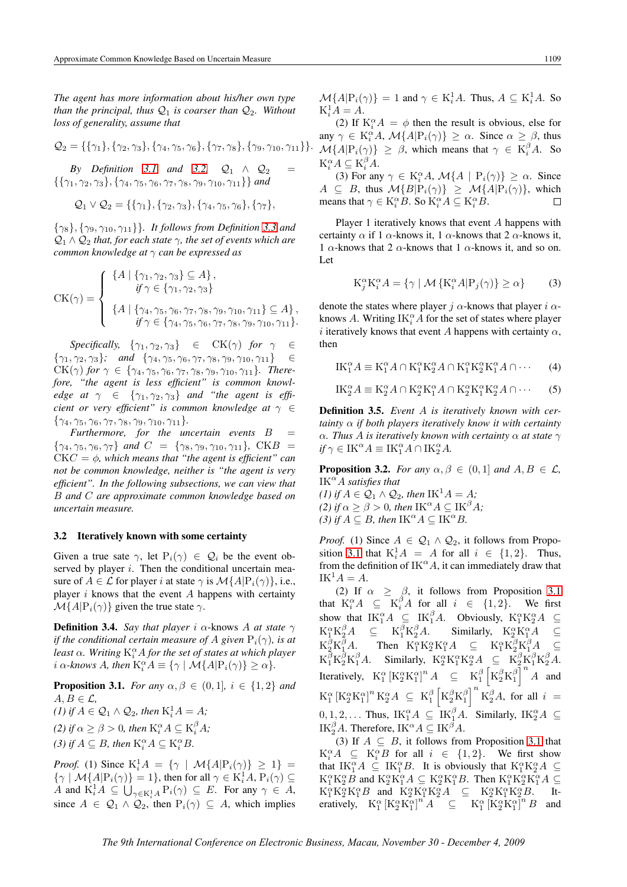*The agent has more information about his/her own type than the principal, thus $\mathcal{Q}_1$ is coarser than $\mathcal{Q}_2$. Without loss of generality, assume that*

$$\mathcal{Q}_2 = \{\{\gamma_1\}, \{\gamma_2, \gamma_3\}, \{\gamma_4, \gamma_5, \gamma_6\}, \{\gamma_7, \gamma_8\}, \{\gamma_9, \gamma_{10}, \gamma_{11}\}\}.$$

*By Definition 3.1 and 3.2, $\mathcal{Q}_1 \wedge \mathcal{Q}_2 = \{\{\gamma_1, \gamma_2, \gamma_3\}, \{\gamma_4, \gamma_5, \gamma_6, \gamma_7, \gamma_8, \gamma_9, \gamma_{10}, \gamma_{11}\}\}$ and*

$$\mathcal{Q}_1 \vee \mathcal{Q}_2 = \{\{\gamma_1\}, \{\gamma_2, \gamma_3\}, \{\gamma_4, \gamma_5, \gamma_6\}, \{\gamma_7\},$$

*$\{\gamma_8\}, \{\gamma_9, \gamma_{10}, \gamma_{11}\}\}$. It follows from Definition 3.3 and $\mathcal{Q}_1 \wedge \mathcal{Q}_2$ that, for each state $\gamma$, the set of events which are common knowledge at $\gamma$ can be expressed as*

$$\mathrm{CK}(\gamma) = \begin{cases} \{A \mid \{\gamma_1, \gamma_2, \gamma_3\} \subseteq A\}, \\ \quad \text{if } \gamma \in \{\gamma_1, \gamma_2, \gamma_3\} \\ \{A \mid \{\gamma_4, \gamma_5, \gamma_6, \gamma_7, \gamma_8, \gamma_9, \gamma_{10}, \gamma_{11}\} \subseteq A\}, \\ \quad \text{if } \gamma \in \{\gamma_4, \gamma_5, \gamma_6, \gamma_7, \gamma_8, \gamma_9, \gamma_{10}, \gamma_{11}\}. \end{cases}$$

*Specifically, $\{\gamma_1, \gamma_2, \gamma_3\} \in \mathrm{CK}(\gamma)$ for $\gamma \in \{\gamma_1, \gamma_2, \gamma_3\}$; and $\{\gamma_4, \gamma_5, \gamma_6, \gamma_7, \gamma_8, \gamma_9, \gamma_{10}, \gamma_{11}\} \in \mathrm{CK}(\gamma)$ for $\gamma \in \{\gamma_4, \gamma_5, \gamma_6, \gamma_7, \gamma_8, \gamma_9, \gamma_{10}, \gamma_{11}\}$. Therefore, "the agent is less efficient" is common knowledge at $\gamma \in \{\gamma_1, \gamma_2, \gamma_3\}$ and "the agent is efficient or very efficient" is common knowledge at $\gamma \in \{\gamma_4, \gamma_5, \gamma_6, \gamma_7, \gamma_8, \gamma_9, \gamma_{10}, \gamma_{11}\}$.*

*Furthermore, for the uncertain events $B = \{\gamma_4, \gamma_5, \gamma_6, \gamma_7\}$ and $C = \{\gamma_8, \gamma_9, \gamma_{10}, \gamma_{11}\}$, $\mathrm{CK}B = \mathrm{CK}C = \phi$, which means that "the agent is efficient" can not be common knowledge, neither is "the agent is very efficient". In the following subsections, we can view that $B$ and $C$ are approximate common knowledge based on uncertain measure.*

### 3.2 Iteratively known with some certainty

Given a true sate $\gamma$, let $\mathrm{P}_i(\gamma) \in \mathcal{Q}_i$ be the event observed by player $i$. Then the conditional uncertain measure of $A \in \mathcal{L}$ for player $i$ at state $\gamma$ is $\mathcal{M}\{A|\mathrm{P}_i(\gamma)\}$, i.e., player $i$ knows that the event $A$ happens with certainty $\mathcal{M}\{A|\mathrm{P}_i(\gamma)\}$ given the true state $\gamma$.

**Definition 3.4.** *Say that player $i$ $\alpha$-knows $A$ at state $\gamma$ if the conditional certain measure of $A$ given $\mathrm{P}_i(\gamma)$, is at least $\alpha$. Writing $\mathrm{K}_i^\alpha A$ for the set of states at which player $i$ $\alpha$-knows $A$, then $\mathrm{K}_i^\alpha A = \{\gamma \mid \mathcal{M}\{A|\mathrm{P}_i(\gamma)\} \geq \alpha\}$.*

**Proposition 3.1.** *For any $\alpha, \beta \in (0, 1]$, $i \in \{1, 2\}$ and $A, B \in \mathcal{L}$,*
*(1) if $A \in \mathcal{Q}_1 \wedge \mathcal{Q}_2$, then $\mathrm{K}_i^1 A = A$;*
*(2) if $\alpha \geq \beta > 0$, then $\mathrm{K}_i^\alpha A \subseteq \mathrm{K}_i^\beta A$;*
*(3) if $A \subseteq B$, then $\mathrm{K}_i^\alpha A \subseteq \mathrm{K}_i^\alpha B$.*

*Proof.* (1) Since $\mathrm{K}_i^1 A = \{\gamma \mid \mathcal{M}\{A|\mathrm{P}_i(\gamma)\} \geq 1\} = \{\gamma \mid \mathcal{M}\{A|\mathrm{P}_i(\gamma)\} = 1\}$, then for all $\gamma \in \mathrm{K}_i^1 A$, $\mathrm{P}_i(\gamma) \subseteq A$ and $\mathrm{K}_i^1 A \subseteq \bigcup_{\gamma \in \mathrm{K}_i^1 A} \mathrm{P}_i(\gamma) \subseteq E$. For any $\gamma \in A$, since $A \in \mathcal{Q}_1 \wedge \mathcal{Q}_2$, then $\mathrm{P}_i(\gamma) \subseteq A$, which implies $\mathcal{M}\{A|\mathrm{P}_i(\gamma)\} = 1$ and $\gamma \in \mathrm{K}_i^1 A$. Thus, $A \subseteq \mathrm{K}_i^1 A$. So $\mathrm{K}_i^1 A = A$.

(2) If $\mathrm{K}_i^\alpha A = \phi$ then the result is obvious, else for any $\gamma \in \mathrm{K}_i^\alpha A$, $\mathcal{M}\{A|\mathrm{P}_i(\gamma)\} \geq \alpha$. Since $\alpha \geq \beta$, thus $\mathcal{M}\{A|\mathrm{P}_i(\gamma)\} \geq \beta$, which means that $\gamma \in \mathrm{K}_i^\beta A$. So $\mathrm{K}_i^\alpha A \subseteq \mathrm{K}_i^\beta A$.

(3) For any $\gamma \in \mathrm{K}_i^\alpha A$, $\mathcal{M}\{A \mid \mathrm{P}_i(\gamma)\} \geq \alpha$. Since $A \subseteq B$, thus $\mathcal{M}\{B|\mathrm{P}_i(\gamma)\} \geq \mathcal{M}\{A|\mathrm{P}_i(\gamma)\}$, which means that $\gamma \in \mathrm{K}_i^\alpha B$. So $\mathrm{K}_i^\alpha A \subseteq \mathrm{K}_i^\alpha B$. □

Player 1 iteratively knows that event $A$ happens with certainty $\alpha$ if 1 $\alpha$-knows it, 1 $\alpha$-knows that 2 $\alpha$-knows it, 1 $\alpha$-knows that 2 $\alpha$-knows that 1 $\alpha$-knows it, and so on. Let

$$\mathrm{K}_j^\alpha \mathrm{K}_i^\alpha A = \{\gamma \mid \mathcal{M}\{\mathrm{K}_i^\alpha A|\mathrm{P}_j(\gamma)\} \geq \alpha\} \tag{3}$$

denote the states where player $j$ $\alpha$-knows that player $i$ $\alpha$-knows $A$. Writing $\mathrm{IK}_i^\alpha A$ for the set of states where player $i$ iteratively knows that event $A$ happens with certainty $\alpha$, then

$$\mathrm{IK}_1^\alpha A \equiv \mathrm{K}_1^\alpha A \cap \mathrm{K}_1^\alpha \mathrm{K}_2^\alpha A \cap \mathrm{K}_1^\alpha \mathrm{K}_2^\alpha \mathrm{K}_1^\alpha A \cap \cdots \tag{4}$$

$$\mathrm{IK}_2^\alpha A \equiv \mathrm{K}_2^\alpha A \cap \mathrm{K}_2^\alpha \mathrm{K}_1^\alpha A \cap \mathrm{K}_2^\alpha \mathrm{K}_1^\alpha \mathrm{K}_2^\alpha A \cap \cdots \tag{5}$$

**Definition 3.5.** *Event $A$ is iteratively known with certainty $\alpha$ if both players iteratively know it with certainty $\alpha$. Thus $A$ is iteratively known with certainty $\alpha$ at state $\gamma$ if $\gamma \in \mathrm{IK}^\alpha \equiv \mathrm{IK}_1^\alpha A \cap \mathrm{IK}_2^\alpha A$.*

**Proposition 3.2.** *For any $\alpha, \beta \in (0, 1]$ and $A, B \in \mathcal{L}$, $\mathrm{IK}^\alpha A$ satisfies that*
*(1) if $A \in \mathcal{Q}_1 \wedge \mathcal{Q}_2$, then $\mathrm{IK}^1 A = A$;*
*(2) if $\alpha \geq \beta > 0$, then $\mathrm{IK}^\alpha A \subseteq \mathrm{IK}^\beta A$;*
*(3) if $A \subseteq B$, then $\mathrm{IK}^\alpha A \subseteq \mathrm{IK}^\alpha B$.*

*Proof.* (1) Since $A \in \mathcal{Q}_1 \wedge \mathcal{Q}_2$, it follows from Proposition 3.1 that $\mathrm{K}_i^1 A = A$ for all $i \in \{1, 2\}$. Thus, from the definition of $\mathrm{IK}^\alpha A$, it can immediately draw that $\mathrm{IK}^1 A = A$.

(2) If $\alpha \geq \beta$, it follows from Proposition 3.1 that $\mathrm{K}_i^\alpha A \subseteq \mathrm{K}_i^\beta A$ for all $i \in \{1, 2\}$. We first show that $\mathrm{IK}_1^\alpha A \subseteq \mathrm{IK}_1^\beta A$. Obviously, $\mathrm{K}_1^\alpha \mathrm{K}_2^\alpha A \subseteq \mathrm{K}_1^\alpha \mathrm{K}_2^\beta A \subseteq \mathrm{K}_1^\beta \mathrm{K}_2^\beta A$. Similarly, $\mathrm{K}_2^\alpha \mathrm{K}_1^\alpha A \subseteq \mathrm{K}_2^\beta \mathrm{K}_1^\beta A$. Then $\mathrm{K}_1^\alpha \mathrm{K}_2^\alpha \mathrm{K}_1^\alpha A \subseteq \mathrm{K}_1^\alpha \mathrm{K}_2^\beta \mathrm{K}_1^\beta A \subseteq \mathrm{K}_1^\beta \mathrm{K}_2^\beta \mathrm{K}_1^\beta A$. Similarly, $\mathrm{K}_2^\alpha \mathrm{K}_1^\alpha \mathrm{K}_2^\alpha A \subseteq \mathrm{K}_2^\beta \mathrm{K}_1^\beta \mathrm{K}_2^\beta A$. Iteratively, $\mathrm{K}_1^\alpha \left[\mathrm{K}_2^\alpha \mathrm{K}_1^\alpha\right]^n A \subseteq \mathrm{K}_1^\beta \left[\mathrm{K}_2^\beta \mathrm{K}_1^\beta\right]^n A$ and $\mathrm{K}_1^\alpha \left[\mathrm{K}_2^\alpha \mathrm{K}_1^\alpha\right]^n \mathrm{K}_2^\alpha A \subseteq \mathrm{K}_1^\beta \left[\mathrm{K}_2^\beta \mathrm{K}_1^\beta\right]^n \mathrm{K}_2^\beta A$, for all $i = 0, 1, 2, \ldots$ Thus, $\mathrm{IK}_1^\alpha A \subseteq \mathrm{IK}_1^\beta A$. Similarly, $\mathrm{IK}_2^\alpha A \subseteq \mathrm{IK}_2^\beta A$. Therefore, $\mathrm{IK}^\alpha A \subseteq \mathrm{IK}^\beta A$.

(3) If $A \subseteq B$, it follows from Proposition 3.1 that $\mathrm{K}_i^\alpha A \subseteq \mathrm{K}_i^\alpha B$ for all $i \in \{1, 2\}$. We first show that $\mathrm{IK}_1^\alpha A \subseteq \mathrm{IK}_1^\alpha B$. It is obviously that $\mathrm{K}_1^\alpha \mathrm{K}_2^\alpha A \subseteq \mathrm{K}_1^\alpha \mathrm{K}_2^\alpha B$ and $\mathrm{K}_2^\alpha \mathrm{K}_1^\alpha A \subseteq \mathrm{K}_2^\alpha \mathrm{K}_1^\alpha B$. Then $\mathrm{K}_1^\alpha \mathrm{K}_2^\alpha \mathrm{K}_1^\alpha A \subseteq \mathrm{K}_1^\alpha \mathrm{K}_2^\alpha \mathrm{K}_1^\alpha B$ and $\mathrm{K}_2^\alpha \mathrm{K}_1^\alpha \mathrm{K}_2^\alpha A \subseteq \mathrm{K}_2^\alpha \mathrm{K}_1^\alpha \mathrm{K}_2^\alpha B$. Iteratively, $\mathrm{K}_1^\alpha \left[\mathrm{K}_2^\alpha \mathrm{K}_1^\alpha\right]^n A \subseteq \mathrm{K}_1^\alpha \left[\mathrm{K}_2^\alpha \mathrm{K}_1^\alpha\right]^n B$ and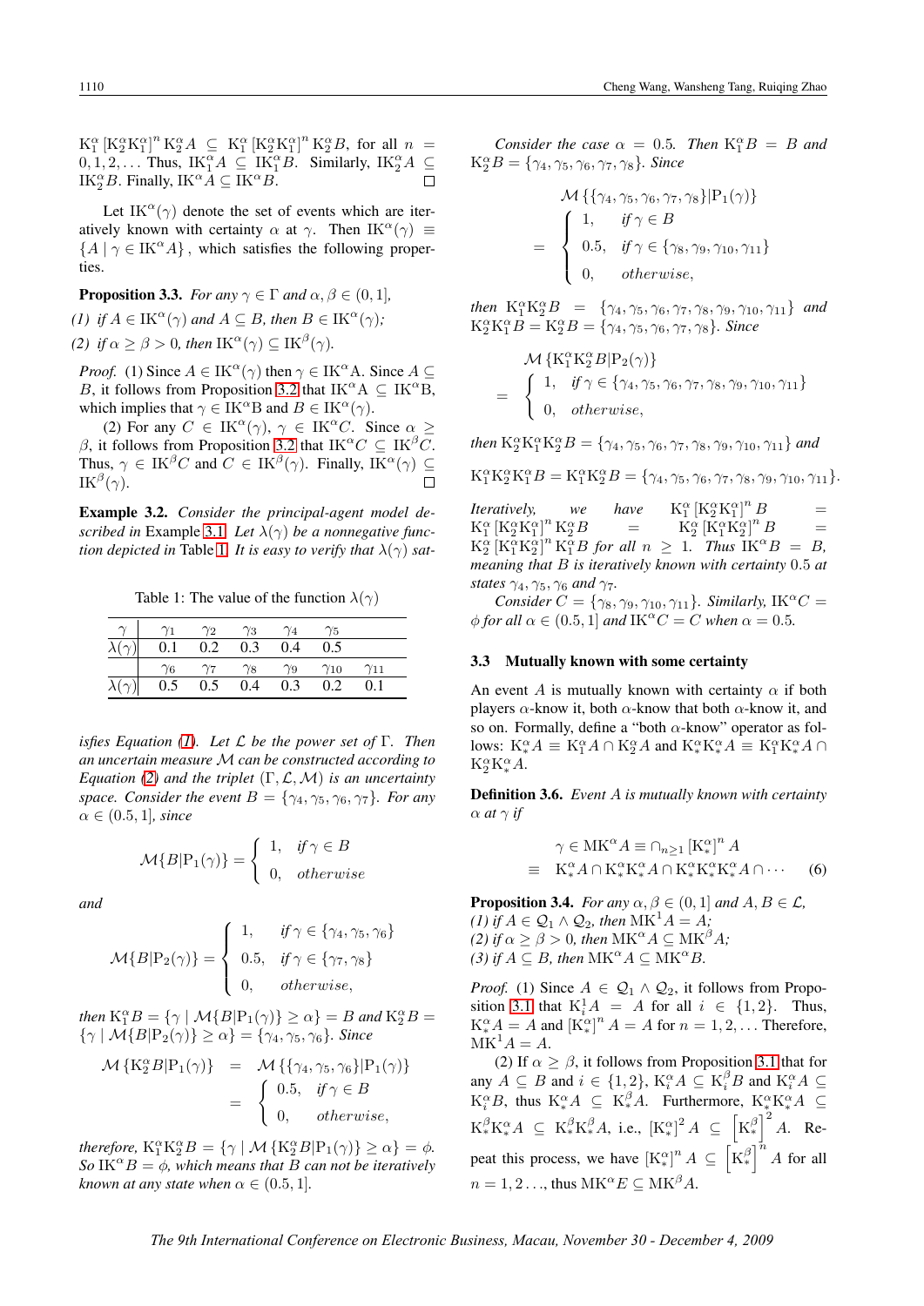$K_1^\alpha [K_2^\alpha K_1^\alpha]^n K_2^\alpha A \subseteq K_1^\alpha [K_2^\alpha K_1^\alpha]^n K_2^\alpha B$, for all $n = 0, 1, 2, \ldots$ Thus, $IK_1^\alpha A \subseteq IK_1^\alpha B$. Similarly, $IK_2^\alpha A \subseteq IK_2^\alpha B$. Finally, $IK^\alpha A \subseteq IK^\alpha B$. □

Let $IK^\alpha(\gamma)$ denote the set of events which are iteratively known with certainty $\alpha$ at $\gamma$. Then $IK^\alpha(\gamma) \equiv \{A \mid \gamma \in IK^\alpha A\}$, which satisfies the following properties.

**Proposition 3.3.** *For any $\gamma \in \Gamma$ and $\alpha, \beta \in (0, 1]$,*

*(1) if $A \in IK^\alpha(\gamma)$ and $A \subseteq B$, then $B \in IK^\alpha(\gamma)$;*

*(2) if $\alpha \geq \beta > 0$, then $IK^\alpha(\gamma) \subseteq IK^\beta(\gamma)$.*

*Proof.* (1) Since $A \in IK^\alpha(\gamma)$ then $\gamma \in IK^\alpha A$. Since $A \subseteq B$, it follows from Proposition 3.2 that $IK^\alpha A \subseteq IK^\alpha B$, which implies that $\gamma \in IK^\alpha B$ and $B \in IK^\alpha(\gamma)$.

(2) For any $C \in IK^\alpha(\gamma)$, $\gamma \in IK^\alpha C$. Since $\alpha \geq \beta$, it follows from Proposition 3.2 that $IK^\alpha C \subseteq IK^\beta C$. Thus, $\gamma \in IK^\beta C$ and $C \in IK^\beta(\gamma)$. Finally, $IK^\alpha(\gamma) \subseteq IK^\beta(\gamma)$. □

**Example 3.2.** *Consider the principal-agent model described in* Example 3.1*. Let $\lambda(\gamma)$ be a nonnegative function depicted in* Table 1*. It is easy to verify that $\lambda(\gamma)$ satisfies Equation (1). Let $\mathcal{L}$ be the power set of $\Gamma$. Then an uncertain measure $\mathcal{M}$ can be constructed according to Equation (2) and the triplet $(\Gamma, \mathcal{L}, \mathcal{M})$ is an uncertainty space. Consider the event $B = \{\gamma_4, \gamma_5, \gamma_6, \gamma_7\}$. For any $\alpha \in (0.5, 1]$, since*

Table 1: The value of the function $\lambda(\gamma)$

| $\gamma$ | $\gamma_1$ | $\gamma_2$ | $\gamma_3$ | $\gamma_4$ | $\gamma_5$ | |
|---|---|---|---|---|---|---|
| $\lambda(\gamma)$ | 0.1 | 0.2 | 0.3 | 0.4 | 0.5 | |
| | $\gamma_6$ | $\gamma_7$ | $\gamma_8$ | $\gamma_9$ | $\gamma_{10}$ | $\gamma_{11}$ |
| $\lambda(\gamma)$ | 0.5 | 0.5 | 0.4 | 0.3 | 0.2 | 0.1 |

$$\mathcal{M}\{B|P_1(\gamma)\} = \begin{cases} 1, & \text{if } \gamma \in B \\ 0, & \text{otherwise} \end{cases}$$

*and*

$$\mathcal{M}\{B|P_2(\gamma)\} = \begin{cases} 1, & \text{if } \gamma \in \{\gamma_4, \gamma_5, \gamma_6\} \\ 0.5, & \text{if } \gamma \in \{\gamma_7, \gamma_8\} \\ 0, & \text{otherwise,} \end{cases}$$

*then $K_1^\alpha B = \{\gamma \mid \mathcal{M}\{B|P_1(\gamma)\} \geq \alpha\} = B$ and $K_2^\alpha B = \{\gamma \mid \mathcal{M}\{B|P_2(\gamma)\} \geq \alpha\} = \{\gamma_4, \gamma_5, \gamma_6\}$. Since*

$$\begin{aligned}\mathcal{M}\{K_2^\alpha B|P_1(\gamma)\} &= \mathcal{M}\{\{\gamma_4, \gamma_5, \gamma_6\}|P_1(\gamma)\} \\ &= \begin{cases} 0.5, & \text{if } \gamma \in B \\ 0, & \text{otherwise,} \end{cases}\end{aligned}$$

*therefore, $K_1^\alpha K_2^\alpha B = \{\gamma \mid \mathcal{M}\{K_2^\alpha B|P_1(\gamma)\} \geq \alpha\} = \phi$. So $IK^\alpha B = \phi$, which means that $B$ can not be iteratively known at any state when $\alpha \in (0.5, 1]$.*

*Consider the case $\alpha = 0.5$. Then $K_1^\alpha B = B$ and $K_2^\alpha B = \{\gamma_4, \gamma_5, \gamma_6, \gamma_7, \gamma_8\}$. Since*

$$\begin{aligned}&\mathcal{M}\{\{\gamma_4, \gamma_5, \gamma_6, \gamma_7, \gamma_8\}|P_1(\gamma)\} \\ =& \begin{cases} 1, & \text{if } \gamma \in B \\ 0.5, & \text{if } \gamma \in \{\gamma_8, \gamma_9, \gamma_{10}, \gamma_{11}\} \\ 0, & \text{otherwise,} \end{cases}\end{aligned}$$

*then $K_1^\alpha K_2^\alpha B = \{\gamma_4, \gamma_5, \gamma_6, \gamma_7, \gamma_8, \gamma_9, \gamma_{10}, \gamma_{11}\}$ and $K_2^\alpha K_1^\alpha B = K_2^\alpha B = \{\gamma_4, \gamma_5, \gamma_6, \gamma_7, \gamma_8\}$. Since*

$$\begin{aligned}&\mathcal{M}\{K_1^\alpha K_2^\alpha B|P_2(\gamma)\} \\ =& \begin{cases} 1, & \text{if } \gamma \in \{\gamma_4, \gamma_5, \gamma_6, \gamma_7, \gamma_8, \gamma_9, \gamma_{10}, \gamma_{11}\} \\ 0, & \text{otherwise,} \end{cases}\end{aligned}$$

*then $K_2^\alpha K_1^\alpha K_2^\alpha B = \{\gamma_4, \gamma_5, \gamma_6, \gamma_7, \gamma_8, \gamma_9, \gamma_{10}, \gamma_{11}\}$ and*

$$K_1^\alpha K_2^\alpha K_1^\alpha B = K_1^\alpha K_2^\alpha B = \{\gamma_4, \gamma_5, \gamma_6, \gamma_7, \gamma_8, \gamma_9, \gamma_{10}, \gamma_{11}\}.$$

*Iteratively, we have $K_1^\alpha [K_2^\alpha K_1^\alpha]^n B = K_1^\alpha [K_2^\alpha K_1^\alpha]^n K_2^\alpha B = K_2^\alpha [K_1^\alpha K_2^\alpha]^n B = K_2^\alpha [K_1^\alpha K_2^\alpha]^n K_1^\alpha B$ for all $n \geq 1$. Thus $IK^\alpha B = B$, meaning that $B$ is iteratively known with certainty 0.5 at states $\gamma_4, \gamma_5, \gamma_6$ and $\gamma_7$.*

*Consider $C = \{\gamma_8, \gamma_9, \gamma_{10}, \gamma_{11}\}$. Similarly, $IK^\alpha C = \phi$ for all $\alpha \in (0.5, 1]$ and $IK^\alpha C = C$ when $\alpha = 0.5$.*

### 3.3 Mutually known with some certainty

An event $A$ is mutually known with certainty $\alpha$ if both players $\alpha$-know it, both $\alpha$-know that both $\alpha$-know it, and so on. Formally, define a "both $\alpha$-know" operator as follows: $K_*^\alpha A \equiv K_1^\alpha A \cap K_2^\alpha A$ and $K_*^\alpha K_*^\alpha A \equiv K_1^\alpha K_*^\alpha A \cap K_2^\alpha K_*^\alpha A$.

**Definition 3.6.** *Event $A$ is mutually known with certainty $\alpha$ at $\gamma$ if*

$$\begin{aligned}&\gamma \in MK^\alpha A \equiv \cap_{n \geq 1} [K_*^\alpha]^n A \\ \equiv\;& K_*^\alpha A \cap K_*^\alpha K_*^\alpha A \cap K_*^\alpha K_*^\alpha K_*^\alpha A \cap \cdots \quad (6)\end{aligned}$$

**Proposition 3.4.** *For any $\alpha, \beta \in (0, 1]$ and $A, B \in \mathcal{L}$,*
*(1) if $A \in \mathcal{Q}_1 \wedge \mathcal{Q}_2$, then $MK^1 A = A$;*
*(2) if $\alpha \geq \beta > 0$, then $MK^\alpha A \subseteq MK^\beta A$;*
*(3) if $A \subseteq B$, then $MK^\alpha A \subseteq MK^\alpha B$.*

*Proof.* (1) Since $A \in \mathcal{Q}_1 \wedge \mathcal{Q}_2$, it follows from Proposition 3.1 that $K_i^1 A = A$ for all $i \in \{1, 2\}$. Thus, $K_*^\alpha A = A$ and $[K_*^\alpha]^n A = A$ for $n = 1, 2, \ldots$ Therefore, $MK^1 A = A$.

(2) If $\alpha \geq \beta$, it follows from Proposition 3.1 that for any $A \subseteq B$ and $i \in \{1, 2\}$, $K_i^\alpha A \subseteq K_i^\beta B$ and $K_i^\alpha A \subseteq K_i^\alpha B$, thus $K_*^\alpha A \subseteq K_*^\beta A$. Furthermore, $K_*^\alpha K_*^\alpha A \subseteq K_*^\beta K_*^\alpha A \subseteq K_*^\beta K_*^\beta A$, i.e., $[K_*^\alpha]^2 A \subseteq \left[K_*^\beta\right]^2 A$. Repeat this process, we have $[K_*^\alpha]^n A \subseteq \left[K_*^\beta\right]^n A$ for all $n = 1, 2 \ldots$, thus $MK^\alpha E \subseteq MK^\beta A$.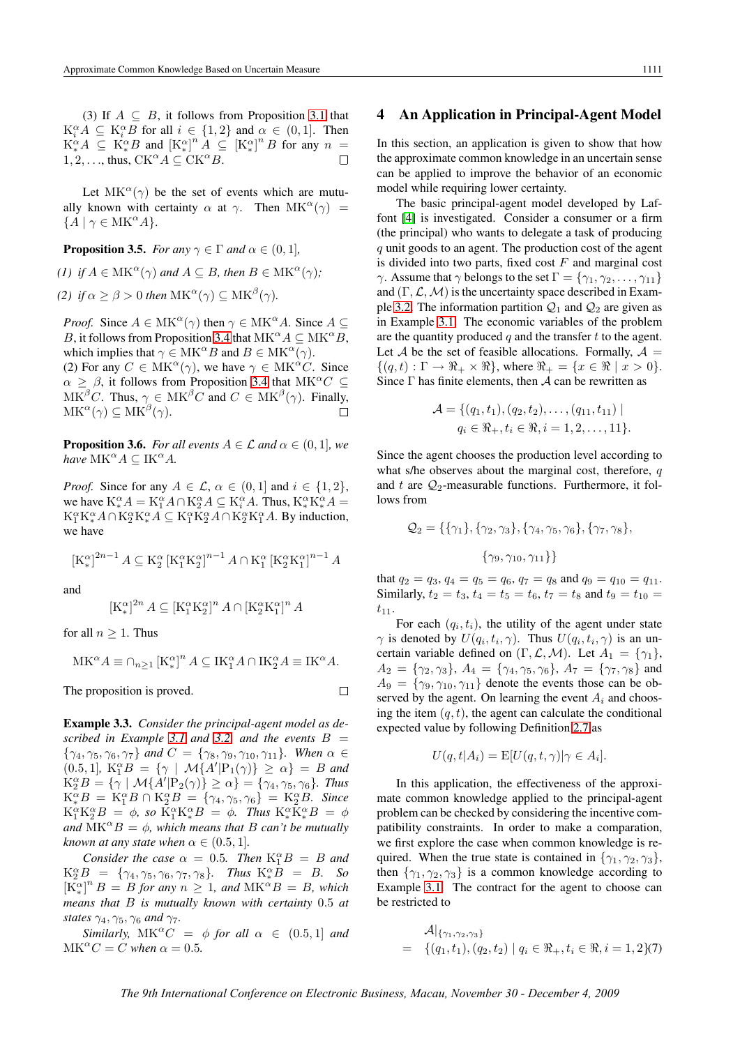(3) If $A \subseteq B$, it follows from Proposition 3.1 that $\mathrm{K}_i^\alpha A \subseteq \mathrm{K}_i^\alpha B$ for all $i \in \{1,2\}$ and $\alpha \in (0,1]$. Then $\mathrm{K}_*^\alpha A \subseteq \mathrm{K}_*^\alpha B$ and $[\mathrm{K}_*^\alpha]^n A \subseteq [\mathrm{K}_*^\alpha]^n B$ for any $n = 1, 2, \ldots$, thus, $\mathrm{CK}^\alpha A \subseteq \mathrm{CK}^\alpha B$. □

Let $\mathrm{MK}^\alpha(\gamma)$ be the set of events which are mutually known with certainty $\alpha$ at $\gamma$. Then $\mathrm{MK}^\alpha(\gamma) = \{A \mid \gamma \in \mathrm{MK}^\alpha A\}$.

**Proposition 3.5.** *For any $\gamma \in \Gamma$ and $\alpha \in (0,1]$,*

*(1) if $A \in \mathrm{MK}^\alpha(\gamma)$ and $A \subseteq B$, then $B \in \mathrm{MK}^\alpha(\gamma)$;*

*(2) if $\alpha \ge \beta > 0$ then $\mathrm{MK}^\alpha(\gamma) \subseteq \mathrm{MK}^\beta(\gamma)$.*

*Proof.* Since $A \in \mathrm{MK}^\alpha(\gamma)$ then $\gamma \in \mathrm{MK}^\alpha A$. Since $A \subseteq B$, it follows from Proposition 3.4 that $\mathrm{MK}^\alpha A \subseteq \mathrm{MK}^\alpha B$, which implies that $\gamma \in \mathrm{MK}^\alpha B$ and $B \in \mathrm{MK}^\alpha(\gamma)$.
(2) For any $C \in \mathrm{MK}^\alpha(\gamma)$, we have $\gamma \in \mathrm{MK}^\alpha C$. Since $\alpha \ge \beta$, it follows from Proposition 3.4 that $\mathrm{MK}^\alpha C \subseteq \mathrm{MK}^\beta C$. Thus, $\gamma \in \mathrm{MK}^\beta C$ and $C \in \mathrm{MK}^\beta(\gamma)$. Finally, $\mathrm{MK}^\alpha(\gamma) \subseteq \mathrm{MK}^\beta(\gamma)$. □

**Proposition 3.6.** *For all events $A \in \mathcal{L}$ and $\alpha \in (0,1]$, we have $\mathrm{MK}^\alpha A \subseteq \mathrm{IK}^\alpha A$.*

*Proof.* Since for any $A \in \mathcal{L}$, $\alpha \in (0,1]$ and $i \in \{1,2\}$, we have $\mathrm{K}_*^\alpha A = \mathrm{K}_1^\alpha A \cap \mathrm{K}_2^\alpha A \subseteq \mathrm{K}_i^\alpha A$. Thus, $\mathrm{K}_*^\alpha \mathrm{K}_*^\alpha A = \mathrm{K}_1^\alpha \mathrm{K}_*^\alpha A \cap \mathrm{K}_2^\alpha \mathrm{K}_*^\alpha A \subseteq \mathrm{K}_1^\alpha \mathrm{K}_2^\alpha A \cap \mathrm{K}_2^\alpha \mathrm{K}_1^\alpha A$. By induction, we have

$$[\mathrm{K}_*^\alpha]^{2n-1} A \subseteq \mathrm{K}_2^\alpha [\mathrm{K}_1^\alpha \mathrm{K}_2^\alpha]^{n-1} A \cap \mathrm{K}_1^\alpha [\mathrm{K}_2^\alpha \mathrm{K}_1^\alpha]^{n-1} A$$

and

$$[\mathrm{K}_*^\alpha]^{2n} A \subseteq [\mathrm{K}_1^\alpha \mathrm{K}_2^\alpha]^n A \cap [\mathrm{K}_2^\alpha \mathrm{K}_1^\alpha]^n A$$

for all $n \ge 1$. Thus

$$\mathrm{MK}^\alpha A \equiv \cap_{n\ge 1} [\mathrm{K}_*^\alpha]^n A \subseteq \mathrm{IK}_1^\alpha A \cap \mathrm{IK}_2^\alpha A \equiv \mathrm{IK}^\alpha A.$$

The proposition is proved. □

**Example 3.3.** *Consider the principal-agent model as described in Example 3.1 and 3.2 and the events $B = \{\gamma_4, \gamma_5, \gamma_6, \gamma_7\}$ and $C = \{\gamma_8, \gamma_9, \gamma_{10}, \gamma_{11}\}$. When $\alpha \in (0.5, 1]$, $\mathrm{K}_1^\alpha B = \{\gamma \mid \mathcal{M}\{A' \vert \mathrm{P}_1(\gamma)\} \ge \alpha\} = B$ and $\mathrm{K}_2^\alpha B = \{\gamma \mid \mathcal{M}\{A' \vert \mathrm{P}_2(\gamma)\} \ge \alpha\} = \{\gamma_4, \gamma_5, \gamma_6\}$. Thus $\mathrm{K}_*^\alpha B = \mathrm{K}_1^\alpha B \cap \mathrm{K}_2^\alpha B = \{\gamma_4, \gamma_5, \gamma_6\} = \mathrm{K}_2^\alpha B$. Since $\mathrm{K}_1^\alpha \mathrm{K}_2^\alpha B = \phi$, so $\mathrm{K}_1^\alpha \mathrm{K}_*^\alpha B = \phi$. Thus $\mathrm{K}_*^\alpha \mathrm{K}_*^\alpha B = \phi$ and $\mathrm{MK}^\alpha B = \phi$, which means that $B$ can't be mutually known at any state when $\alpha \in (0.5, 1]$.*

*Consider the case $\alpha = 0.5$. Then $\mathrm{K}_1^\alpha B = B$ and $\mathrm{K}_2^\alpha B = \{\gamma_4, \gamma_5, \gamma_6, \gamma_7, \gamma_8\}$. Thus $\mathrm{K}_*^\alpha B = B$. So $[\mathrm{K}_*^\alpha]^n B = B$ for any $n \ge 1$, and $\mathrm{MK}^\alpha B = B$, which means that $B$ is mutually known with certainty 0.5 at states $\gamma_4, \gamma_5, \gamma_6$ and $\gamma_7$.*

*Similarly, $\mathrm{MK}^\alpha C = \phi$ for all $\alpha \in (0.5, 1]$ and $\mathrm{MK}^\alpha C = C$ when $\alpha = 0.5$.*

## 4 An Application in Principal-Agent Model

In this section, an application is given to show that how the approximate common knowledge in an uncertain sense can be applied to improve the behavior of an economic model while requiring lower certainty.

The basic principal-agent model developed by Laffont [4] is investigated. Consider a consumer or a firm (the principal) who wants to delegate a task of producing $q$ unit goods to an agent. The production cost of the agent is divided into two parts, fixed cost $F$ and marginal cost $\gamma$. Assume that $\gamma$ belongs to the set $\Gamma = \{\gamma_1, \gamma_2, \ldots, \gamma_{11}\}$ and $(\Gamma, \mathcal{L}, \mathcal{M})$ is the uncertainty space described in Example 3.2. The information partition $\mathcal{Q}_1$ and $\mathcal{Q}_2$ are given as in Example 3.1. The economic variables of the problem are the quantity produced $q$ and the transfer $t$ to the agent. Let $\mathcal{A}$ be the set of feasible allocations. Formally, $\mathcal{A} = \{(q,t) : \Gamma \to \Re_+ \times \Re\}$, where $\Re_+ = \{x \in \Re \mid x > 0\}$. Since $\Gamma$ has finite elements, then $\mathcal{A}$ can be rewritten as

$$\mathcal{A} = \{(q_1, t_1), (q_2, t_2), \ldots, (q_{11}, t_{11}) \mid q_i \in \Re_+, t_i \in \Re, i = 1, 2, \ldots, 11\}.$$

Since the agent chooses the production level according to what s/he observes about the marginal cost, therefore, $q$ and $t$ are $\mathcal{Q}_2$-measurable functions. Furthermore, it follows from

$$\mathcal{Q}_2 = \{\{\gamma_1\}, \{\gamma_2, \gamma_3\}, \{\gamma_4, \gamma_5, \gamma_6\}, \{\gamma_7, \gamma_8\}, \{\gamma_9, \gamma_{10}, \gamma_{11}\}\}$$

that $q_2 = q_3$, $q_4 = q_5 = q_6$, $q_7 = q_8$ and $q_9 = q_{10} = q_{11}$. Similarly, $t_2 = t_3$, $t_4 = t_5 = t_6$, $t_7 = t_8$ and $t_9 = t_{10} = t_{11}$.

For each $(q_i, t_i)$, the utility of the agent under state $\gamma$ is denoted by $U(q_i, t_i, \gamma)$. Thus $U(q_i, t_i, \gamma)$ is an uncertain variable defined on $(\Gamma, \mathcal{L}, \mathcal{M})$. Let $A_1 = \{\gamma_1\}$, $A_2 = \{\gamma_2, \gamma_3\}$, $A_4 = \{\gamma_4, \gamma_5, \gamma_6\}$, $A_7 = \{\gamma_7, \gamma_8\}$ and $A_9 = \{\gamma_9, \gamma_{10}, \gamma_{11}\}$ denote the events those can be observed by the agent. On learning the event $A_i$ and choosing the item $(q,t)$, the agent can calculate the conditional expected value by following Definition 2.7 as

$$U(q, t \vert A_i) = \mathrm{E}[U(q, t, \gamma) \vert \gamma \in A_i].$$

In this application, the effectiveness of the approximate common knowledge applied to the principal-agent problem can be checked by considering the incentive compatibility constraints. In order to make a comparation, we first explore the case when common knowledge is required. When the true state is contained in $\{\gamma_1, \gamma_2, \gamma_3\}$, then $\{\gamma_1, \gamma_2, \gamma_3\}$ is a common knowledge according to Example 3.1. The contract for the agent to choose can be restricted to

$$\begin{aligned} &\mathcal{A}\vert_{\{\gamma_1, \gamma_2, \gamma_3\}} \\ = \ &\{(q_1, t_1), (q_2, t_2) \mid q_i \in \Re_+, t_i \in \Re, i = 1, 2\} \end{aligned} \quad (7)$$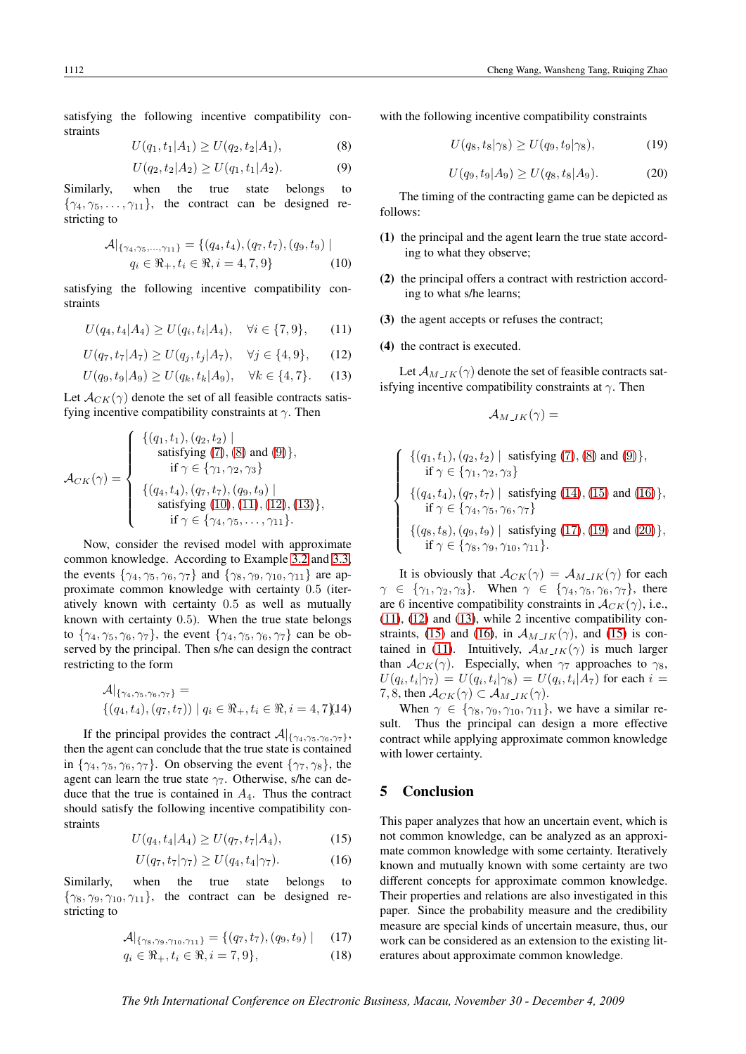satisfying the following incentive compatibility constraints

$$U(q_1, t_1|A_1) \geq U(q_2, t_2|A_1), \tag{8}$$

$$U(q_2, t_2|A_2) \geq U(q_1, t_1|A_2). \tag{9}$$

Similarly, when the true state belongs to $\{\gamma_4, \gamma_5, \ldots, \gamma_{11}\}$, the contract can be designed restricting to

$$\mathcal{A}|_{\{\gamma_4, \gamma_5, \ldots, \gamma_{11}\}} = \{(q_4, t_4), (q_7, t_7), (q_9, t_9) \mid q_i \in \Re_+, t_i \in \Re, i = 4, 7, 9\} \tag{10}$$

satisfying the following incentive compatibility constraints

$$U(q_4, t_4|A_4) \geq U(q_i, t_i|A_4), \quad \forall i \in \{7, 9\}, \tag{11}$$

$$U(q_7, t_7|A_7) \geq U(q_j, t_j|A_7), \quad \forall j \in \{4, 9\}, \tag{12}$$

$$U(q_9, t_9|A_9) \geq U(q_k, t_k|A_9), \quad \forall k \in \{4, 7\}. \tag{13}$$

Let $\mathcal{A}_{CK}(\gamma)$ denote the set of all feasible contracts satisfying incentive compatibility constraints at $\gamma$. Then

$$\mathcal{A}_{CK}(\gamma) = \begin{cases} \{(q_1, t_1), (q_2, t_2) \mid \text{satisfying (7), (8) and (9)}\}, \\ \quad \text{if } \gamma \in \{\gamma_1, \gamma_2, \gamma_3\} \\ \{(q_4, t_4), (q_7, t_7), (q_9, t_9) \mid \text{satisfying (10), (11), (12), (13)}\}, \\ \quad \text{if } \gamma \in \{\gamma_4, \gamma_5, \ldots, \gamma_{11}\}. \end{cases}$$

Now, consider the revised model with approximate common knowledge. According to Example 3.2 and 3.3, the events $\{\gamma_4, \gamma_5, \gamma_6, \gamma_7\}$ and $\{\gamma_8, \gamma_9, \gamma_{10}, \gamma_{11}\}$ are approximate common knowledge with certainty 0.5 (iteratively known with certainty 0.5 as well as mutually known with certainty 0.5). When the true state belongs to $\{\gamma_4, \gamma_5, \gamma_6, \gamma_7\}$, the event $\{\gamma_4, \gamma_5, \gamma_6, \gamma_7\}$ can be observed by the principal. Then s/he can design the contract restricting to the form

$$\mathcal{A}|_{\{\gamma_4, \gamma_5, \gamma_6, \gamma_7\}} = \{(q_4, t_4), (q_7, t_7)) \mid q_i \in \Re_+, t_i \in \Re, i = 4, 7\} \tag{14}$$

If the principal provides the contract $\mathcal{A}|_{\{\gamma_4, \gamma_5, \gamma_6, \gamma_7\}}$, then the agent can conclude that the true state is contained in $\{\gamma_4, \gamma_5, \gamma_6, \gamma_7\}$. On observing the event $\{\gamma_7, \gamma_8\}$, the agent can learn the true state $\gamma_7$. Otherwise, s/he can deduce that the true is contained in $A_4$. Thus the contract should satisfy the following incentive compatibility constraints

$$U(q_4, t_4|A_4) \geq U(q_7, t_7|A_4), \tag{15}$$

$$U(q_7, t_7|\gamma_7) \geq U(q_4, t_4|\gamma_7). \tag{16}$$

Similarly, when the true state belongs to $\{\gamma_8, \gamma_9, \gamma_{10}, \gamma_{11}\}$, the contract can be designed restricting to

$$\mathcal{A}|_{\{\gamma_8, \gamma_9, \gamma_{10}, \gamma_{11}\}} = \{(q_7, t_7), (q_9, t_9) \mid \tag{17}$$

$$q_i \in \Re_+, t_i \in \Re, i = 7, 9\}, \tag{18}$$

with the following incentive compatibility constraints

$$U(q_8, t_8|\gamma_8) \geq U(q_9, t_9|\gamma_8), \tag{19}$$

$$U(q_9, t_9|A_9) \geq U(q_8, t_8|A_9). \tag{20}$$

The timing of the contracting game can be depicted as follows:

**(1)** the principal and the agent learn the true state according to what they observe;

**(2)** the principal offers a contract with restriction according to what s/he learns;

**(3)** the agent accepts or refuses the contract;

**(4)** the contract is executed.

Let $\mathcal{A}_{M\_IK}(\gamma)$ denote the set of feasible contracts satisfying incentive compatibility constraints at $\gamma$. Then

$$\mathcal{A}_{M\_IK}(\gamma) =$$

$$\begin{cases} \{(q_1, t_1), (q_2, t_2) \mid \text{satisfying (7), (8) and (9)}\}, \\ \quad \text{if } \gamma \in \{\gamma_1, \gamma_2, \gamma_3\} \\ \{(q_4, t_4), (q_7, t_7) \mid \text{satisfying (14), (15) and (16)}\}, \\ \quad \text{if } \gamma \in \{\gamma_4, \gamma_5, \gamma_6, \gamma_7\} \\ \{(q_8, t_8), (q_9, t_9) \mid \text{satisfying (17), (19) and (20)}\}, \\ \quad \text{if } \gamma \in \{\gamma_8, \gamma_9, \gamma_{10}, \gamma_{11}\}. \end{cases}$$

It is obviously that $\mathcal{A}_{CK}(\gamma) = \mathcal{A}_{M\_IK}(\gamma)$ for each $\gamma \in \{\gamma_1, \gamma_2, \gamma_3\}$. When $\gamma \in \{\gamma_4, \gamma_5, \gamma_6, \gamma_7\}$, there are 6 incentive compatibility constraints in $\mathcal{A}_{CK}(\gamma)$, i.e., (11), (12) and (13), while 2 incentive compatibility constraints, (15) and (16), in $\mathcal{A}_{M\_IK}(\gamma)$, and (15) is contained in (11). Intuitively, $\mathcal{A}_{M\_IK}(\gamma)$ is much larger than $\mathcal{A}_{CK}(\gamma)$. Especially, when $\gamma_7$ approaches to $\gamma_8$, $U(q_i, t_i|\gamma_7) = U(q_i, t_i|\gamma_8) = U(q_i, t_i|A_7)$ for each $i = 7, 8$, then $\mathcal{A}_{CK}(\gamma) \subset \mathcal{A}_{M\_IK}(\gamma)$.

When $\gamma \in \{\gamma_8, \gamma_9, \gamma_{10}, \gamma_{11}\}$, we have a similar result. Thus the principal can design a more effective contract while applying approximate common knowledge with lower certainty.

## 5 Conclusion

This paper analyzes that how an uncertain event, which is not common knowledge, can be analyzed as an approximate common knowledge with some certainty. Iteratively known and mutually known with some certainty are two different concepts for approximate common knowledge. Their properties and relations are also investigated in this paper. Since the probability measure and the credibility measure are special kinds of uncertain measure, thus, our work can be considered as an extension to the existing literatures about approximate common knowledge.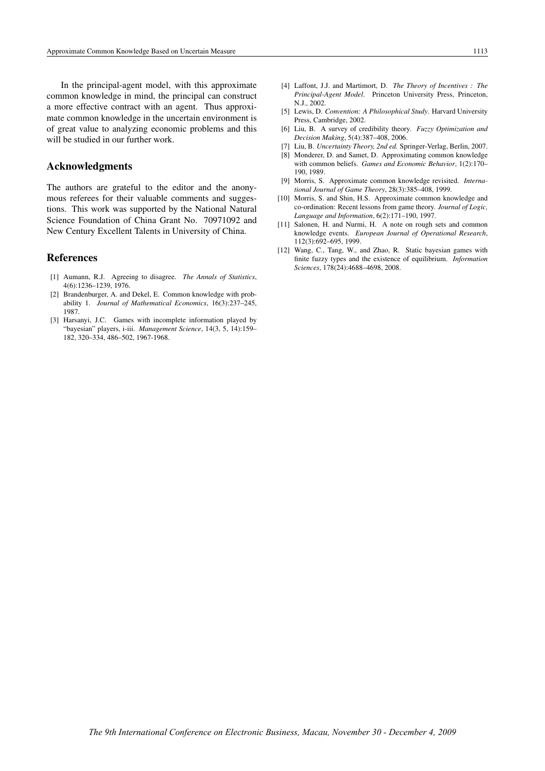In the principal-agent model, with this approximate common knowledge in mind, the principal can construct a more effective contract with an agent. Thus approximate common knowledge in the uncertain environment is of great value to analyzing economic problems and this will be studied in our further work.

## Acknowledgments

The authors are grateful to the editor and the anonymous referees for their valuable comments and suggestions. This work was supported by the National Natural Science Foundation of China Grant No. 70971092 and New Century Excellent Talents in University of China.

## References

[1] Aumann, R.J. Agreeing to disagree. *The Annals of Statistics*, 4(6):1236–1239, 1976.

[2] Brandenburger, A. and Dekel, E. Common knowledge with probability 1. *Journal of Mathematical Economics*, 16(3):237–245, 1987.

[3] Harsanyi, J.C. Games with incomplete information played by "bayesian" players, i-iii. *Management Science*, 14(3, 5, 14):159–182, 320–334, 486–502, 1967-1968.

[4] Laffont, J.J. and Martimort, D. *The Theory of Incentives : The Principal-Agent Model*. Princeton University Press, Princeton, N.J., 2002.

[5] Lewis, D. *Convention: A Philosophical Study*. Harvard University Press, Cambridge, 2002.

[6] Liu, B. A survey of credibility theory. *Fuzzy Optimization and Decision Making*, 5(4):387–408, 2006.

[7] Liu, B. *Uncertainty Theory, 2nd ed.* Springer-Verlag, Berlin, 2007.

[8] Monderer, D. and Samet, D. Approximating common knowledge with common beliefs. *Games and Economic Behavior*, 1(2):170–190, 1989.

[9] Morris, S. Approximate common knowledge revisited. *International Journal of Game Theory*, 28(3):385–408, 1999.

[10] Morris, S. and Shin, H.S. Approximate common knowledge and co-ordination: Recent lessons from game theory. *Journal of Logic, Language and Information*, 6(2):171–190, 1997.

[11] Salonen, H. and Nurmi, H. A note on rough sets and common knowledge events. *European Journal of Operational Research*, 112(3):692–695, 1999.

[12] Wang, C., Tang, W., and Zhao, R. Static bayesian games with finite fuzzy types and the existence of equilibrium. *Information Sciences*, 178(24):4688–4698, 2008.